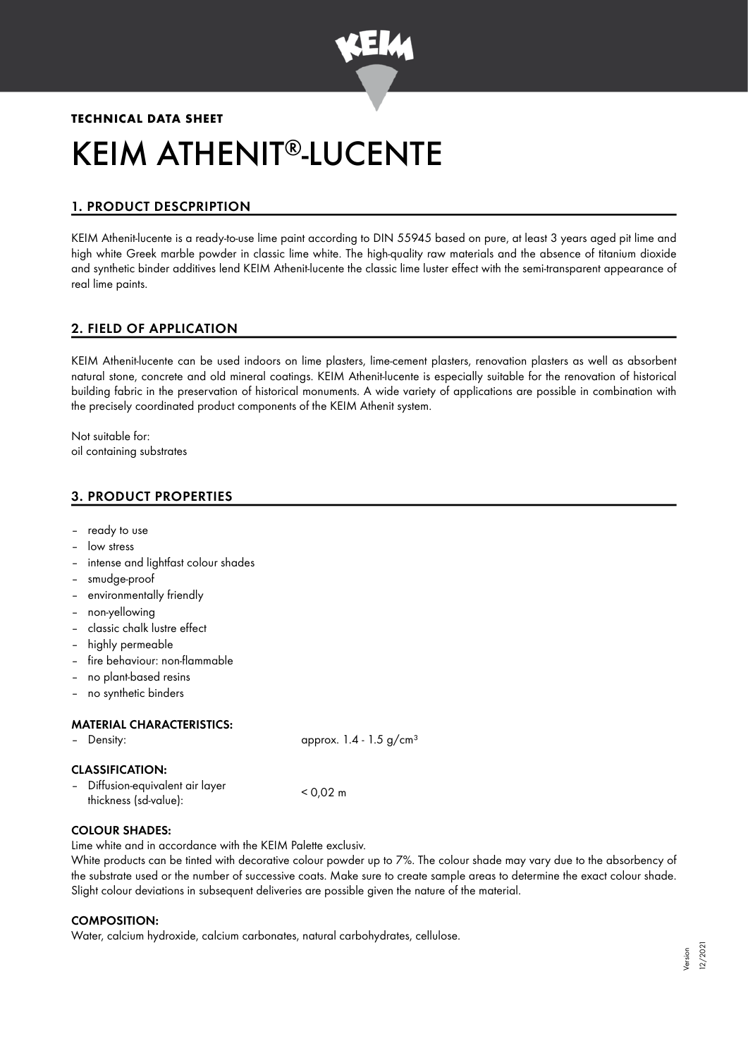**TECHNICAL DATA SHEET**

# KEIM ATHENIT®-LUCENTE

## 1. PRODUCT DESCPRIPTION

KEIM Athenit-lucente is a ready-to-use lime paint according to DIN 55945 based on pure, at least 3 years aged pit lime and high white Greek marble powder in classic lime white. The high-quality raw materials and the absence of titanium dioxide and synthetic binder additives lend KEIM Athenit-lucente the classic lime luster effect with the semi-transparent appearance of real lime paints.

## 2. FIELD OF APPLICATION

KEIM Athenit-lucente can be used indoors on lime plasters, lime-cement plasters, renovation plasters as well as absorbent natural stone, concrete and old mineral coatings. KEIM Athenit-lucente is especially suitable for the renovation of historical building fabric in the preservation of historical monuments. A wide variety of applications are possible in combination with the precisely coordinated product components of the KEIM Athenit system.

Not suitable for:
oil containing substrates

## 3. PRODUCT PROPERTIES

- ready to use
- low stress
- intense and lightfast colour shades
- smudge-proof
- environmentally friendly
- non-yellowing
- classic chalk lustre effect
- highly permeable
- fire behaviour: non-flammable
- no plant-based resins
- no synthetic binders

### MATERIAL CHARACTERISTICS:

| | |
|---|---|
| – Density: | approx. 1.4 - 1.5 g/cm³ |

### CLASSIFICATION:

| | |
|---|---|
| – Diffusion-equivalent air layer thickness (sd-value): | < 0,02 m |

### COLOUR SHADES:

Lime white and in accordance with the KEIM Palette exclusiv.

White products can be tinted with decorative colour powder up to 7%. The colour shade may vary due to the absorbency of the substrate used or the number of successive coats. Make sure to create sample areas to determine the exact colour shade. Slight colour deviations in subsequent deliveries are possible given the nature of the material.

### COMPOSITION:

Water, calcium hydroxide, calcium carbonates, natural carbohydrates, cellulose.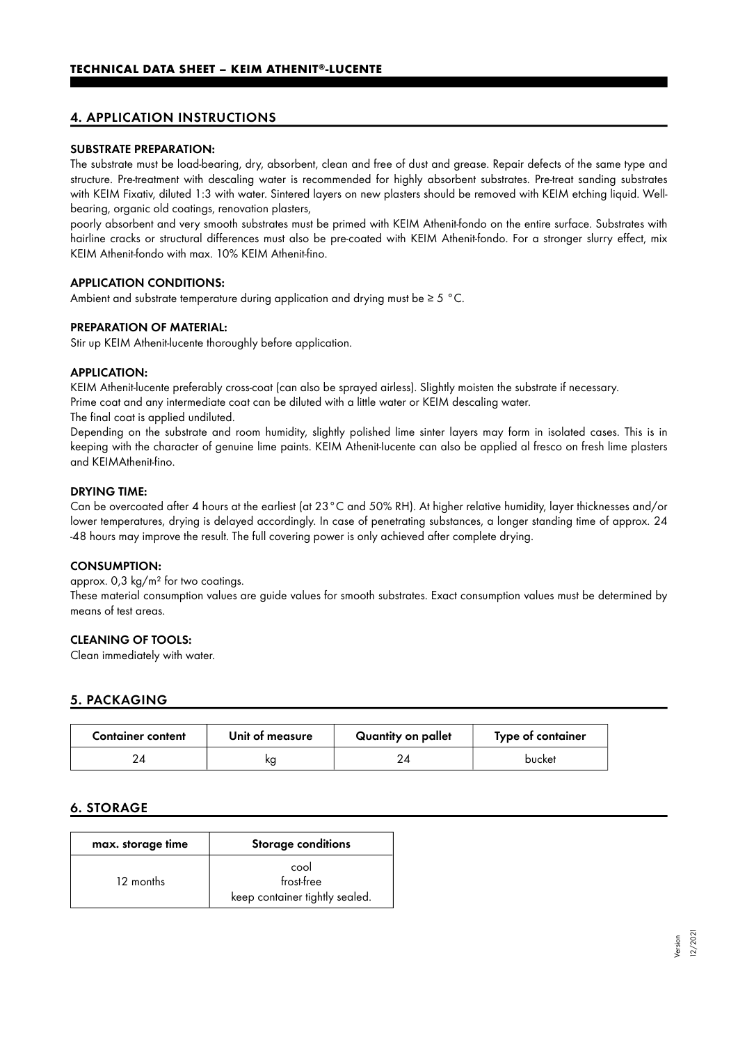## 4. APPLICATION INSTRUCTIONS

### SUBSTRATE PREPARATION:

The substrate must be load-bearing, dry, absorbent, clean and free of dust and grease. Repair defects of the same type and structure. Pre-treatment with descaling water is recommended for highly absorbent substrates. Pre-treat sanding substrates with KEIM Fixativ, diluted 1:3 with water. Sintered layers on new plasters should be removed with KEIM etching liquid. Well-bearing, organic old coatings, renovation plasters,

poorly absorbent and very smooth substrates must be primed with KEIM Athenit-fondo on the entire surface. Substrates with hairline cracks or structural differences must also be pre-coated with KEIM Athenit-fondo. For a stronger slurry effect, mix KEIM Athenit-fondo with max. 10% KEIM Athenit-fino.

### APPLICATION CONDITIONS:

Ambient and substrate temperature during application and drying must be ≥ 5 °C.

### PREPARATION OF MATERIAL:

Stir up KEIM Athenit-lucente thoroughly before application.

### APPLICATION:

KEIM Athenit-lucente preferably cross-coat (can also be sprayed airless). Slightly moisten the substrate if necessary.
Prime coat and any intermediate coat can be diluted with a little water or KEIM descaling water.
The final coat is applied undiluted.
Depending on the substrate and room humidity, slightly polished lime sinter layers may form in isolated cases. This is in keeping with the character of genuine lime paints. KEIM Athenit-lucente can also be applied al fresco on fresh lime plasters and KEIMAthenit-fino.

### DRYING TIME:

Can be overcoated after 4 hours at the earliest (at 23°C and 50% RH). At higher relative humidity, layer thicknesses and/or lower temperatures, drying is delayed accordingly. In case of penetrating substances, a longer standing time of approx. 24 -48 hours may improve the result. The full covering power is only achieved after complete drying.

### CONSUMPTION:

approx. 0,3 kg/m² for two coatings.
These material consumption values are guide values for smooth substrates. Exact consumption values must be determined by means of test areas.

### CLEANING OF TOOLS:

Clean immediately with water.

## 5. PACKAGING

| Container content | Unit of measure | Quantity on pallet | Type of container |
|---|---|---|---|
| 24 | kg | 24 | bucket |

## 6. STORAGE

| max. storage time | Storage conditions |
|---|---|
| 12 months | cool<br>frost-free<br>keep container tightly sealed. |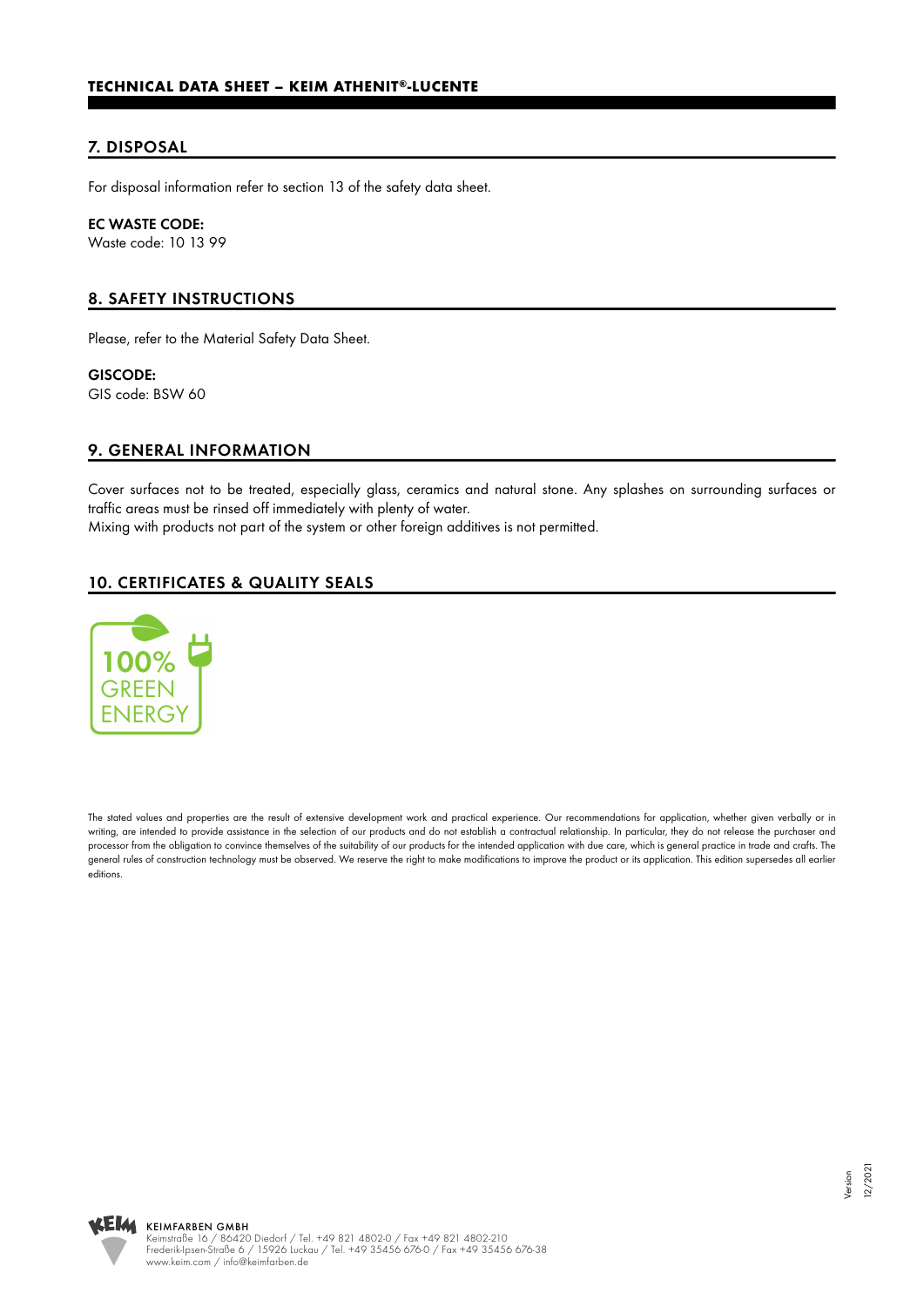## 7. DISPOSAL

For disposal information refer to section 13 of the safety data sheet.

**EC WASTE CODE:**
Waste code: 10 13 99

## 8. SAFETY INSTRUCTIONS

Please, refer to the Material Safety Data Sheet.

**GISCODE:**
GIS code: BSW 60

## 9. GENERAL INFORMATION

Cover surfaces not to be treated, especially glass, ceramics and natural stone. Any splashes on surrounding surfaces or traffic areas must be rinsed off immediately with plenty of water.
Mixing with products not part of the system or other foreign additives is not permitted.

## 10. CERTIFICATES & QUALITY SEALS

100% GREEN ENERGY

The stated values and properties are the result of extensive development work and practical experience. Our recommendations for application, whether given verbally or in writing, are intended to provide assistance in the selection of our products and do not establish a contractual relationship. In particular, they do not release the purchaser and processor from the obligation to convince themselves of the suitability of our products for the intended application with due care, which is general practice in trade and crafts. The general rules of construction technology must be observed. We reserve the right to make modifications to improve the product or its application. This edition supersedes all earlier editions.

KEIMFARBEN GMBH
Keimstraße 16 / 86420 Diedorf / Tel. +49 821 4802-0 / Fax +49 821 4802-210
Frederik-Ipsen-Straße 6 / 15926 Luckau / Tel. +49 35456 676-0 / Fax +49 35456 676-38
www.keim.com / info@keimfarben.de

Version 12/2021